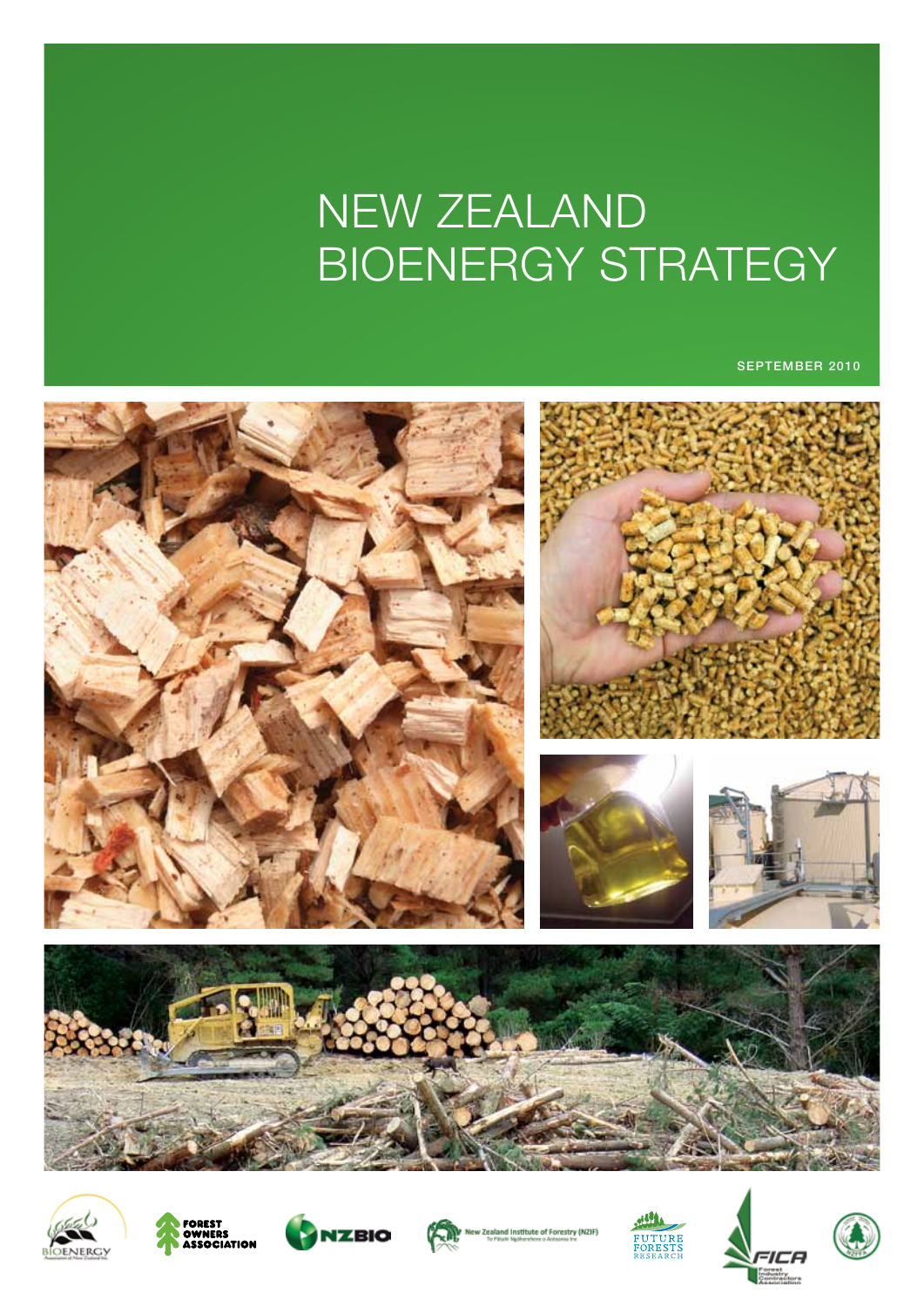# NEW ZEALAND BIOENERGY STRATEGY

SEPTEMBER 2010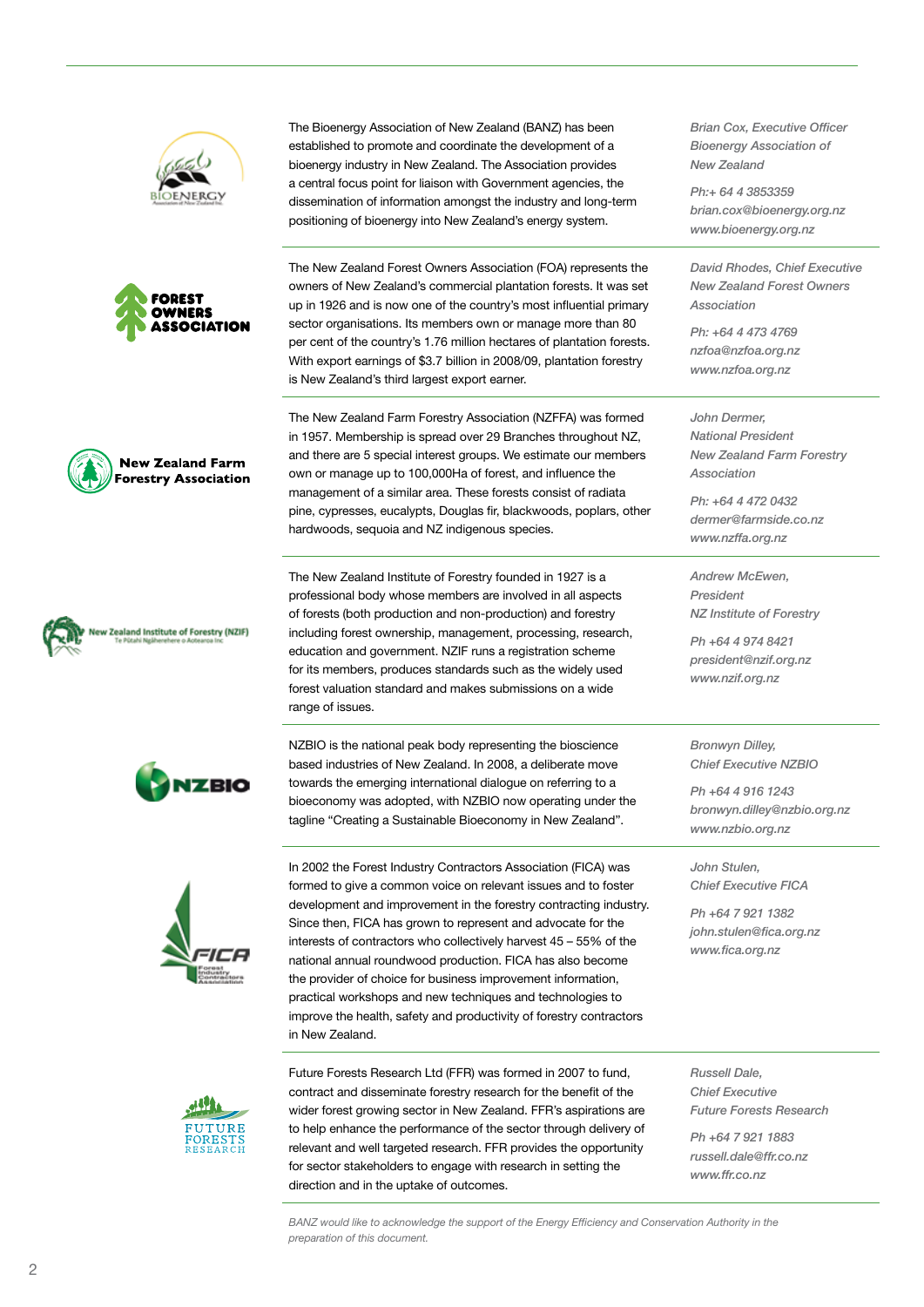The Bioenergy Association of New Zealand (BANZ) has been established to promote and coordinate the development of a bioenergy industry in New Zealand. The Association provides a central focus point for liaison with Government agencies, the dissemination of information amongst the industry and long-term positioning of bioenergy into New Zealand's energy system.

*Brian Cox, Executive Officer*
*Bioenergy Association of New Zealand*

*Ph:+ 64 4 3853359*
*brian.cox@bioenergy.org.nz*
*www.bioenergy.org.nz*

---

The New Zealand Forest Owners Association (FOA) represents the owners of New Zealand's commercial plantation forests. It was set up in 1926 and is now one of the country's most influential primary sector organisations. Its members own or manage more than 80 per cent of the country's 1.76 million hectares of plantation forests. With export earnings of $3.7 billion in 2008/09, plantation forestry is New Zealand's third largest export earner.

*David Rhodes, Chief Executive*
*New Zealand Forest Owners Association*

*Ph: +64 4 473 4769*
*nzfoa@nzfoa.org.nz*
*www.nzfoa.org.nz*

---

The New Zealand Farm Forestry Association (NZFFA) was formed in 1957. Membership is spread over 29 Branches throughout NZ, and there are 5 special interest groups. We estimate our members own or manage up to 100,000Ha of forest, and influence the management of a similar area. These forests consist of radiata pine, cypresses, eucalypts, Douglas fir, blackwoods, poplars, other hardwoods, sequoia and NZ indigenous species.

*John Dermer,*
*National President*
*New Zealand Farm Forestry Association*

*Ph: +64 4 472 0432*
*dermer@farmside.co.nz*
*www.nzffa.org.nz*

---

The New Zealand Institute of Forestry founded in 1927 is a professional body whose members are involved in all aspects of forests (both production and non-production) and forestry including forest ownership, management, processing, research, education and government. NZIF runs a registration scheme for its members, produces standards such as the widely used forest valuation standard and makes submissions on a wide range of issues.

*Andrew McEwen,*
*President*
*NZ Institute of Forestry*

*Ph +64 4 974 8421*
*president@nzif.org.nz*
*www.nzif.org.nz*

---

NZBIO is the national peak body representing the bioscience based industries of New Zealand. In 2008, a deliberate move towards the emerging international dialogue on referring to a bioeconomy was adopted, with NZBIO now operating under the tagline "Creating a Sustainable Bioeconomy in New Zealand".

*Bronwyn Dilley,*
*Chief Executive NZBIO*

*Ph +64 4 916 1243*
*bronwyn.dilley@nzbio.org.nz*
*www.nzbio.org.nz*

---

In 2002 the Forest Industry Contractors Association (FICA) was formed to give a common voice on relevant issues and to foster development and improvement in the forestry contracting industry. Since then, FICA has grown to represent and advocate for the interests of contractors who collectively harvest 45 – 55% of the national annual roundwood production. FICA has also become the provider of choice for business improvement information, practical workshops and new techniques and technologies to improve the health, safety and productivity of forestry contractors in New Zealand.

*John Stulen,*
*Chief Executive FICA*

*Ph +64 7 921 1382*
*john.stulen@fica.org.nz*
*www.fica.org.nz*

---

Future Forests Research Ltd (FFR) was formed in 2007 to fund, contract and disseminate forestry research for the benefit of the wider forest growing sector in New Zealand. FFR's aspirations are to help enhance the performance of the sector through delivery of relevant and well targeted research. FFR provides the opportunity for sector stakeholders to engage with research in setting the direction and in the uptake of outcomes.

*Russell Dale,*
*Chief Executive*
*Future Forests Research*

*Ph +64 7 921 1883*
*russell.dale@ffr.co.nz*
*www.ffr.co.nz*

---

*BANZ would like to acknowledge the support of the Energy Efficiency and Conservation Authority in the preparation of this document.*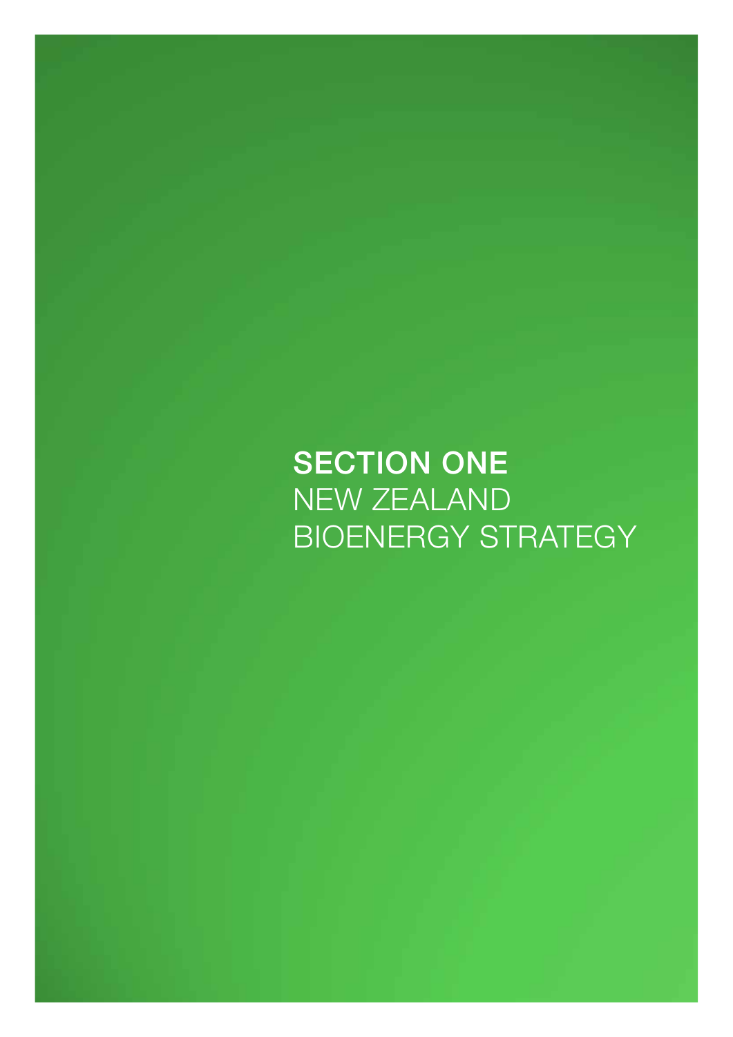# SECTION ONE
## NEW ZEALAND BIOENERGY STRATEGY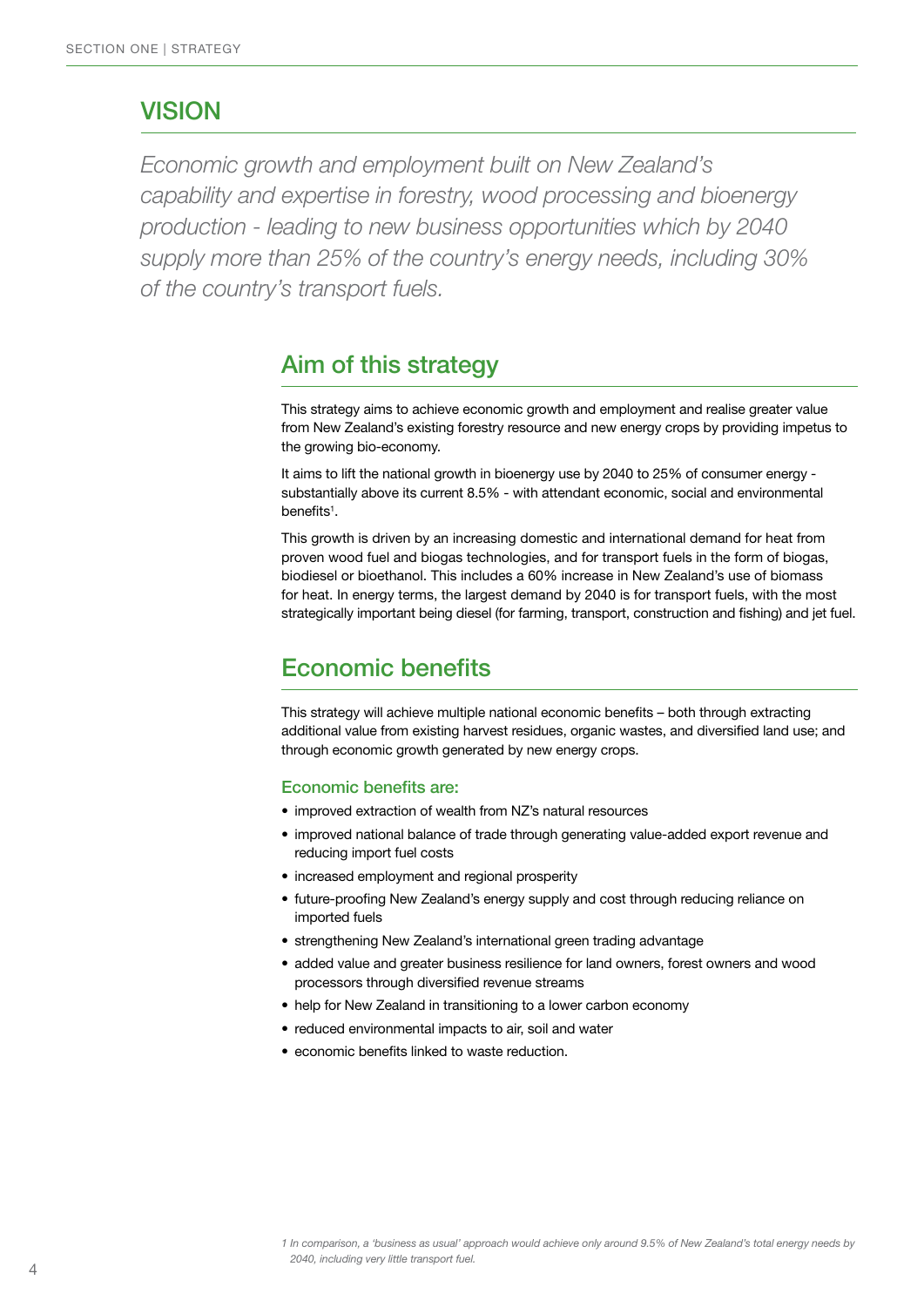## VISION

*Economic growth and employment built on New Zealand's capability and expertise in forestry, wood processing and bioenergy production - leading to new business opportunities which by 2040 supply more than 25% of the country's energy needs, including 30% of the country's transport fuels.*

## Aim of this strategy

This strategy aims to achieve economic growth and employment and realise greater value from New Zealand's existing forestry resource and new energy crops by providing impetus to the growing bio-economy.

It aims to lift the national growth in bioenergy use by 2040 to 25% of consumer energy - substantially above its current 8.5% - with attendant economic, social and environmental benefits[1].

This growth is driven by an increasing domestic and international demand for heat from proven wood fuel and biogas technologies, and for transport fuels in the form of biogas, biodiesel or bioethanol. This includes a 60% increase in New Zealand's use of biomass for heat. In energy terms, the largest demand by 2040 is for transport fuels, with the most strategically important being diesel (for farming, transport, construction and fishing) and jet fuel.

## Economic benefits

This strategy will achieve multiple national economic benefits – both through extracting additional value from existing harvest residues, organic wastes, and diversified land use; and through economic growth generated by new energy crops.

### Economic benefits are:

- improved extraction of wealth from NZ's natural resources
- improved national balance of trade through generating value-added export revenue and reducing import fuel costs
- increased employment and regional prosperity
- future-proofing New Zealand's energy supply and cost through reducing reliance on imported fuels
- strengthening New Zealand's international green trading advantage
- added value and greater business resilience for land owners, forest owners and wood processors through diversified revenue streams
- help for New Zealand in transitioning to a lower carbon economy
- reduced environmental impacts to air, soil and water
- economic benefits linked to waste reduction.

*1 In comparison, a 'business as usual' approach would achieve only around 9.5% of New Zealand's total energy needs by 2040, including very little transport fuel.*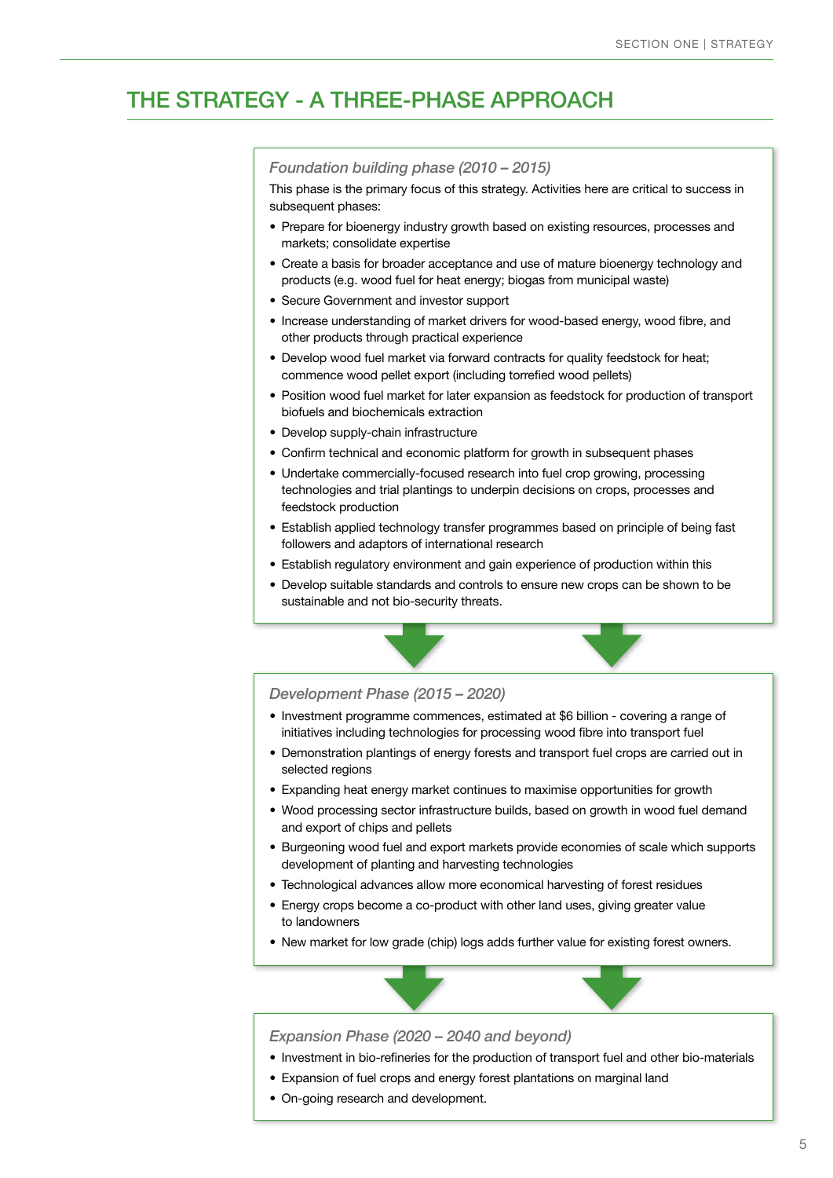# THE STRATEGY - A THREE-PHASE APPROACH

### *Foundation building phase (2010 – 2015)*

This phase is the primary focus of this strategy. Activities here are critical to success in subsequent phases:

- Prepare for bioenergy industry growth based on existing resources, processes and markets; consolidate expertise
- Create a basis for broader acceptance and use of mature bioenergy technology and products (e.g. wood fuel for heat energy; biogas from municipal waste)
- Secure Government and investor support
- Increase understanding of market drivers for wood-based energy, wood fibre, and other products through practical experience
- Develop wood fuel market via forward contracts for quality feedstock for heat; commence wood pellet export (including torrefied wood pellets)
- Position wood fuel market for later expansion as feedstock for production of transport biofuels and biochemicals extraction
- Develop supply-chain infrastructure
- Confirm technical and economic platform for growth in subsequent phases
- Undertake commercially-focused research into fuel crop growing, processing technologies and trial plantings to underpin decisions on crops, processes and feedstock production
- Establish applied technology transfer programmes based on principle of being fast followers and adaptors of international research
- Establish regulatory environment and gain experience of production within this
- Develop suitable standards and controls to ensure new crops can be shown to be sustainable and not bio-security threats.

### *Development Phase (2015 – 2020)*

- Investment programme commences, estimated at $6 billion - covering a range of initiatives including technologies for processing wood fibre into transport fuel
- Demonstration plantings of energy forests and transport fuel crops are carried out in selected regions
- Expanding heat energy market continues to maximise opportunities for growth
- Wood processing sector infrastructure builds, based on growth in wood fuel demand and export of chips and pellets
- Burgeoning wood fuel and export markets provide economies of scale which supports development of planting and harvesting technologies
- Technological advances allow more economical harvesting of forest residues
- Energy crops become a co-product with other land uses, giving greater value to landowners
- New market for low grade (chip) logs adds further value for existing forest owners.

### *Expansion Phase (2020 – 2040 and beyond)*

- Investment in bio-refineries for the production of transport fuel and other bio-materials
- Expansion of fuel crops and energy forest plantations on marginal land
- On-going research and development.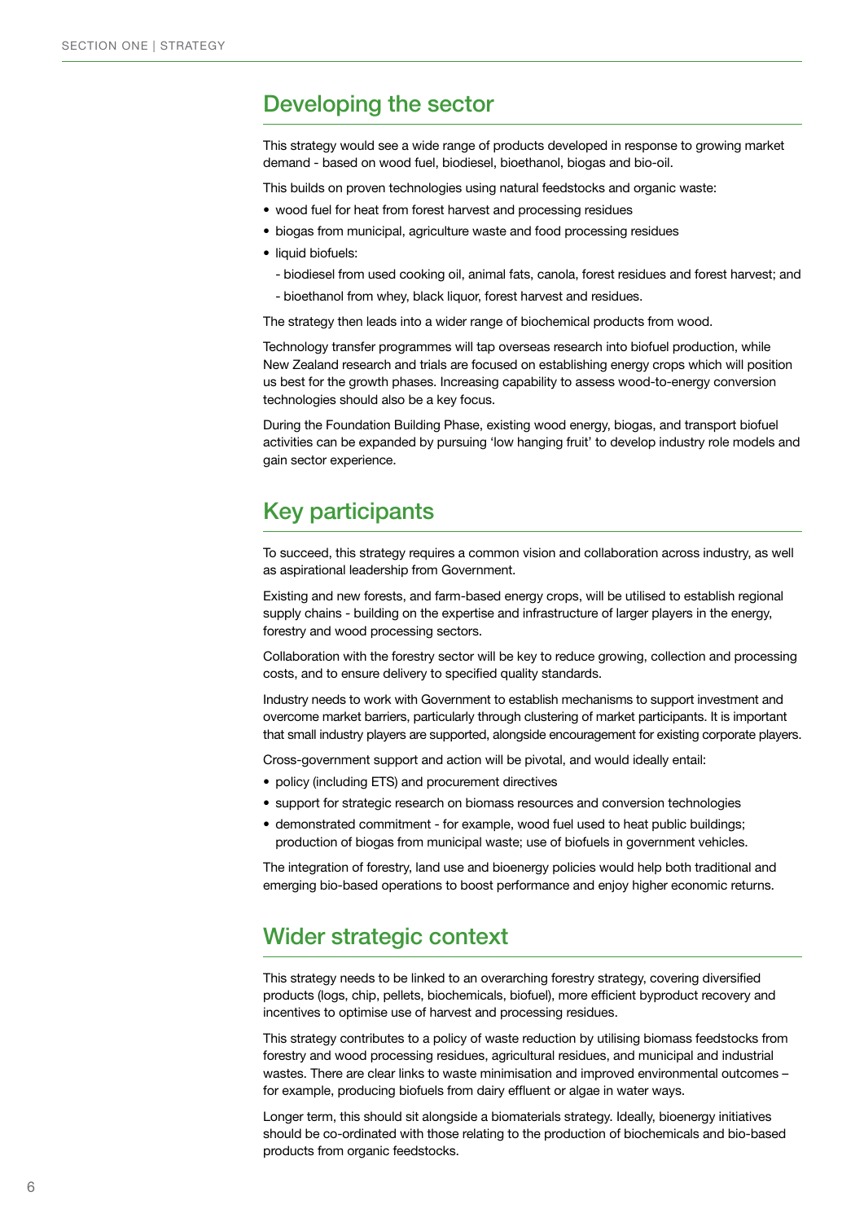## Developing the sector

This strategy would see a wide range of products developed in response to growing market demand - based on wood fuel, biodiesel, bioethanol, biogas and bio-oil.

This builds on proven technologies using natural feedstocks and organic waste:

- wood fuel for heat from forest harvest and processing residues
- biogas from municipal, agriculture waste and food processing residues
- liquid biofuels:
  - biodiesel from used cooking oil, animal fats, canola, forest residues and forest harvest; and
  - bioethanol from whey, black liquor, forest harvest and residues.

The strategy then leads into a wider range of biochemical products from wood.

Technology transfer programmes will tap overseas research into biofuel production, while New Zealand research and trials are focused on establishing energy crops which will position us best for the growth phases. Increasing capability to assess wood-to-energy conversion technologies should also be a key focus.

During the Foundation Building Phase, existing wood energy, biogas, and transport biofuel activities can be expanded by pursuing 'low hanging fruit' to develop industry role models and gain sector experience.

## Key participants

To succeed, this strategy requires a common vision and collaboration across industry, as well as aspirational leadership from Government.

Existing and new forests, and farm-based energy crops, will be utilised to establish regional supply chains - building on the expertise and infrastructure of larger players in the energy, forestry and wood processing sectors.

Collaboration with the forestry sector will be key to reduce growing, collection and processing costs, and to ensure delivery to specified quality standards.

Industry needs to work with Government to establish mechanisms to support investment and overcome market barriers, particularly through clustering of market participants. It is important that small industry players are supported, alongside encouragement for existing corporate players.

Cross-government support and action will be pivotal, and would ideally entail:

- policy (including ETS) and procurement directives
- support for strategic research on biomass resources and conversion technologies
- demonstrated commitment - for example, wood fuel used to heat public buildings; production of biogas from municipal waste; use of biofuels in government vehicles.

The integration of forestry, land use and bioenergy policies would help both traditional and emerging bio-based operations to boost performance and enjoy higher economic returns.

## Wider strategic context

This strategy needs to be linked to an overarching forestry strategy, covering diversified products (logs, chip, pellets, biochemicals, biofuel), more efficient byproduct recovery and incentives to optimise use of harvest and processing residues.

This strategy contributes to a policy of waste reduction by utilising biomass feedstocks from forestry and wood processing residues, agricultural residues, and municipal and industrial wastes. There are clear links to waste minimisation and improved environmental outcomes – for example, producing biofuels from dairy effluent or algae in water ways.

Longer term, this should sit alongside a biomaterials strategy. Ideally, bioenergy initiatives should be co-ordinated with those relating to the production of biochemicals and bio-based products from organic feedstocks.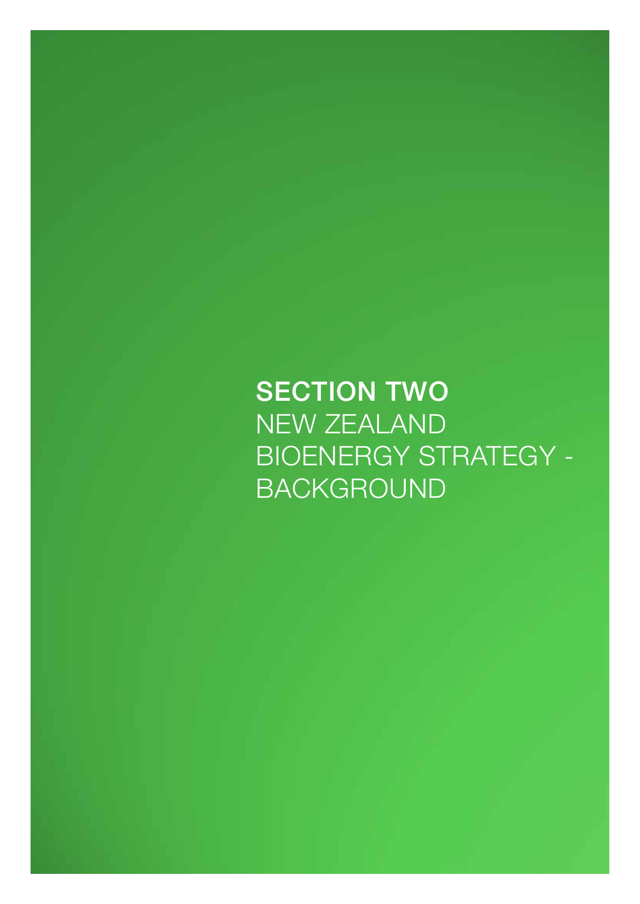# SECTION TWO

NEW ZEALAND BIOENERGY STRATEGY - BACKGROUND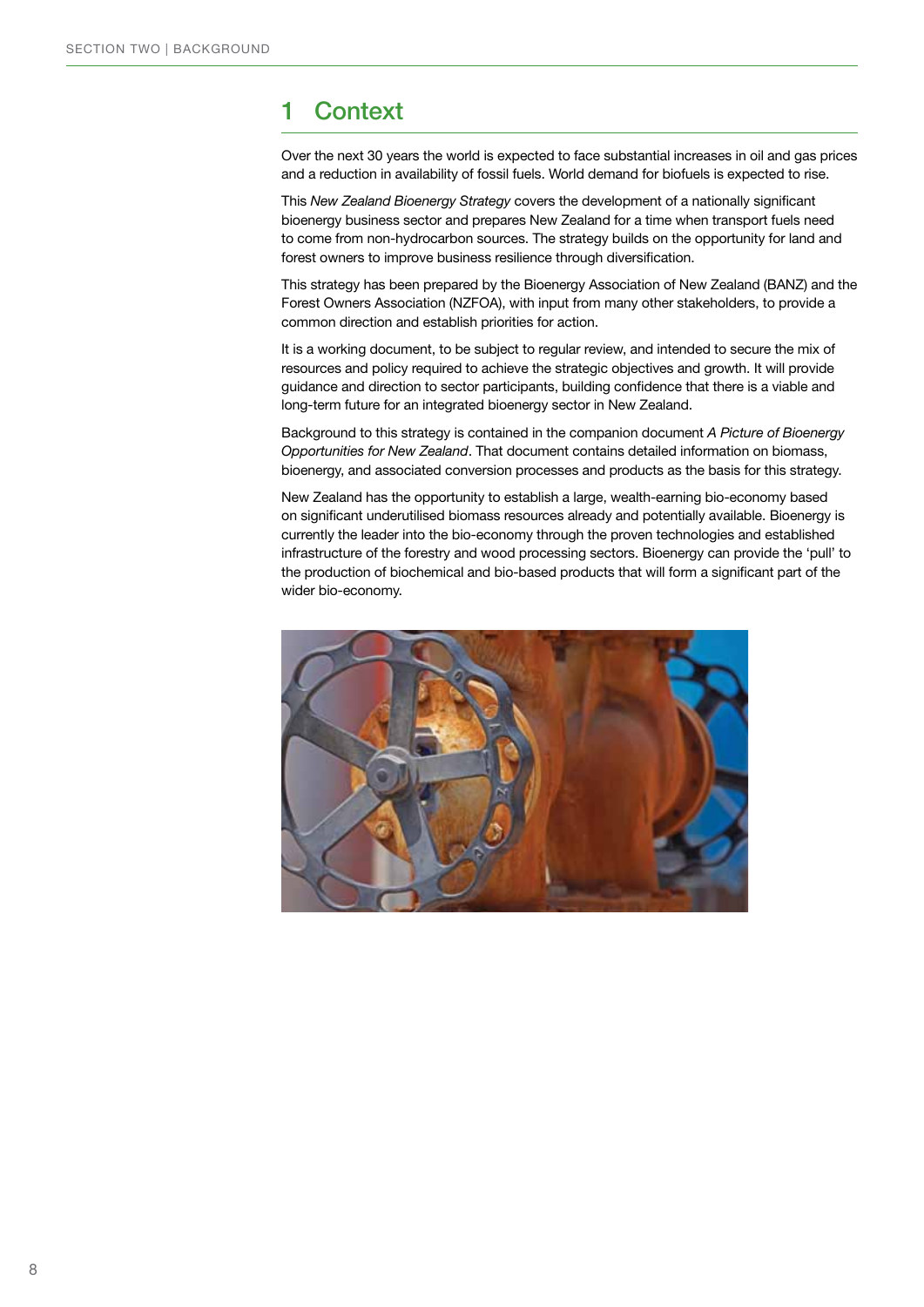# 1 Context

Over the next 30 years the world is expected to face substantial increases in oil and gas prices and a reduction in availability of fossil fuels. World demand for biofuels is expected to rise.

This *New Zealand Bioenergy Strategy* covers the development of a nationally significant bioenergy business sector and prepares New Zealand for a time when transport fuels need to come from non-hydrocarbon sources. The strategy builds on the opportunity for land and forest owners to improve business resilience through diversification.

This strategy has been prepared by the Bioenergy Association of New Zealand (BANZ) and the Forest Owners Association (NZFOA), with input from many other stakeholders, to provide a common direction and establish priorities for action.

It is a working document, to be subject to regular review, and intended to secure the mix of resources and policy required to achieve the strategic objectives and growth. It will provide guidance and direction to sector participants, building confidence that there is a viable and long-term future for an integrated bioenergy sector in New Zealand.

Background to this strategy is contained in the companion document *A Picture of Bioenergy Opportunities for New Zealand*. That document contains detailed information on biomass, bioenergy, and associated conversion processes and products as the basis for this strategy.

New Zealand has the opportunity to establish a large, wealth-earning bio-economy based on significant underutilised biomass resources already and potentially available. Bioenergy is currently the leader into the bio-economy through the proven technologies and established infrastructure of the forestry and wood processing sectors. Bioenergy can provide the 'pull' to the production of biochemical and bio-based products that will form a significant part of the wider bio-economy.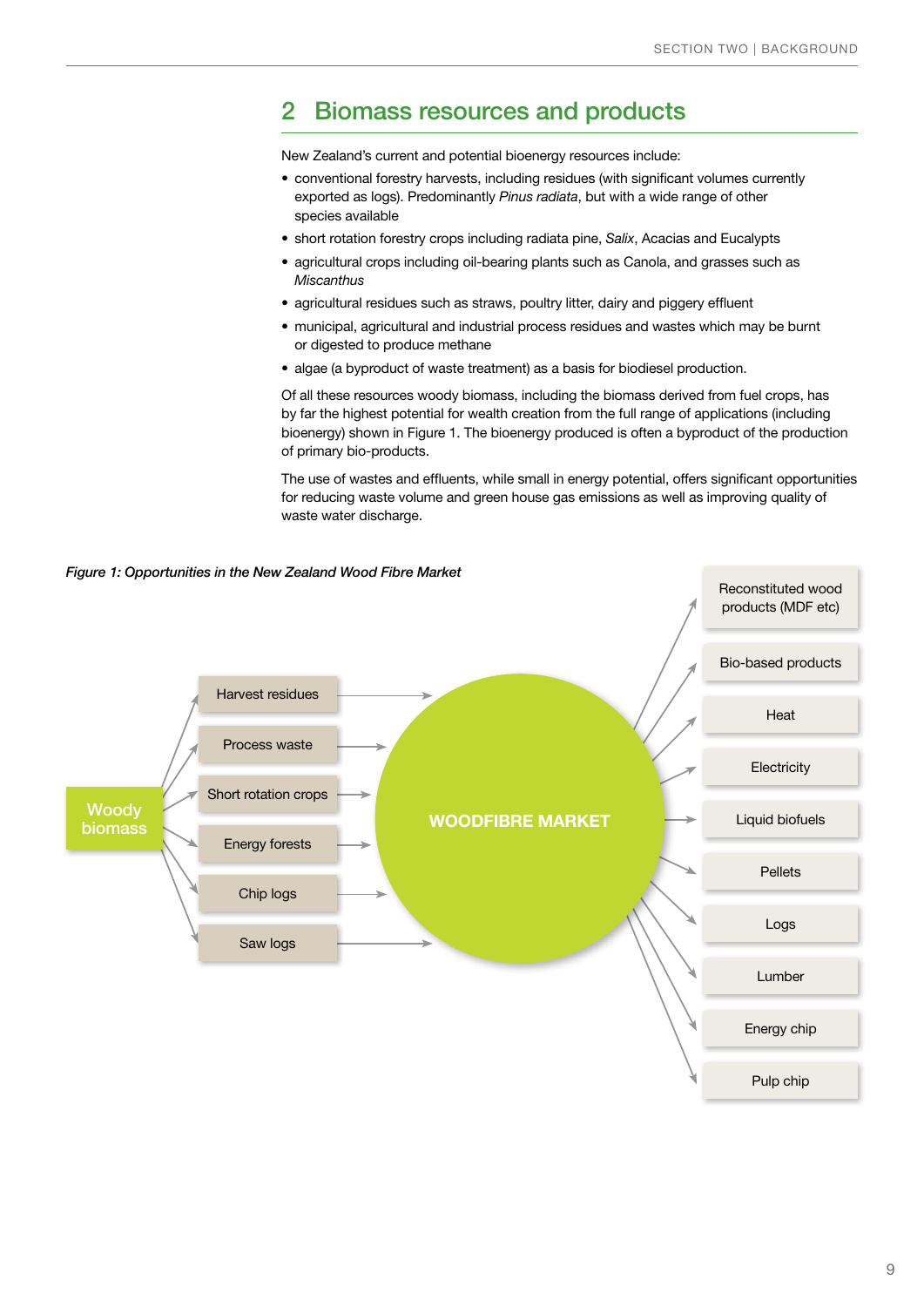## 2 Biomass resources and products

New Zealand's current and potential bioenergy resources include:

- conventional forestry harvests, including residues (with significant volumes currently exported as logs). Predominantly *Pinus radiata*, but with a wide range of other species available
- short rotation forestry crops including radiata pine, *Salix*, Acacias and Eucalypts
- agricultural crops including oil-bearing plants such as Canola, and grasses such as *Miscanthus*
- agricultural residues such as straws, poultry litter, dairy and piggery effluent
- municipal, agricultural and industrial process residues and wastes which may be burnt or digested to produce methane
- algae (a byproduct of waste treatment) as a basis for biodiesel production.

Of all these resources woody biomass, including the biomass derived from fuel crops, has by far the highest potential for wealth creation from the full range of applications (including bioenergy) shown in Figure 1. The bioenergy produced is often a byproduct of the production of primary bio-products.

The use of wastes and effluents, while small in energy potential, offers significant opportunities for reducing waste volume and green house gas emissions as well as improving quality of waste water discharge.

*Figure 1: Opportunities in the New Zealand Wood Fibre Market*

Woody biomass → Harvest residues, Process waste, Short rotation crops, Energy forests, Chip logs, Saw logs → WOODFIBRE MARKET → Reconstituted wood products (MDF etc), Bio-based products, Heat, Electricity, Liquid biofuels, Pellets, Logs, Lumber, Energy chip, Pulp chip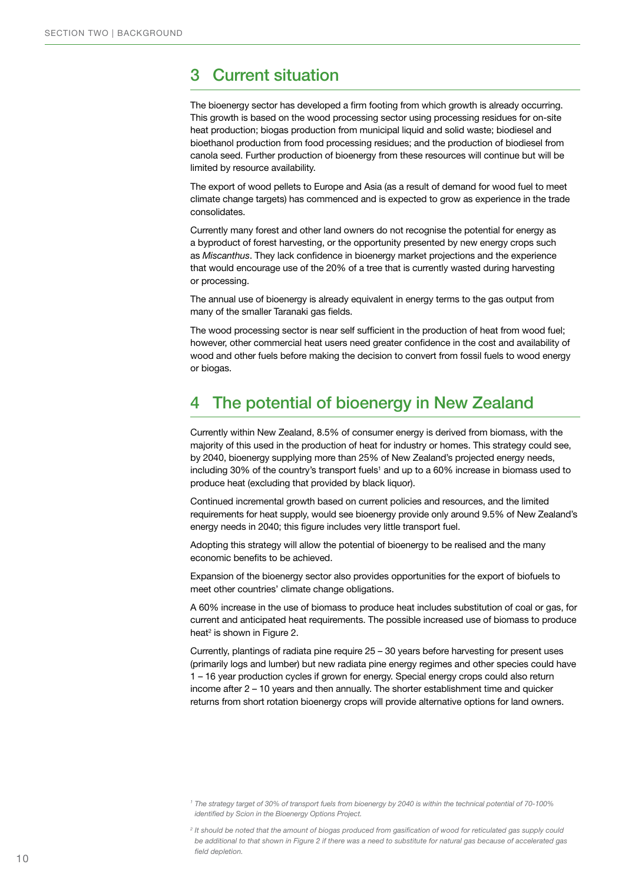## 3 Current situation

The bioenergy sector has developed a firm footing from which growth is already occurring. This growth is based on the wood processing sector using processing residues for on-site heat production; biogas production from municipal liquid and solid waste; biodiesel and bioethanol production from food processing residues; and the production of biodiesel from canola seed. Further production of bioenergy from these resources will continue but will be limited by resource availability.

The export of wood pellets to Europe and Asia (as a result of demand for wood fuel to meet climate change targets) has commenced and is expected to grow as experience in the trade consolidates.

Currently many forest and other land owners do not recognise the potential for energy as a byproduct of forest harvesting, or the opportunity presented by new energy crops such as *Miscanthus*. They lack confidence in bioenergy market projections and the experience that would encourage use of the 20% of a tree that is currently wasted during harvesting or processing.

The annual use of bioenergy is already equivalent in energy terms to the gas output from many of the smaller Taranaki gas fields.

The wood processing sector is near self sufficient in the production of heat from wood fuel; however, other commercial heat users need greater confidence in the cost and availability of wood and other fuels before making the decision to convert from fossil fuels to wood energy or biogas.

## 4 The potential of bioenergy in New Zealand

Currently within New Zealand, 8.5% of consumer energy is derived from biomass, with the majority of this used in the production of heat for industry or homes. This strategy could see, by 2040, bioenergy supplying more than 25% of New Zealand's projected energy needs, including 30% of the country's transport fuels[1] and up to a 60% increase in biomass used to produce heat (excluding that provided by black liquor).

Continued incremental growth based on current policies and resources, and the limited requirements for heat supply, would see bioenergy provide only around 9.5% of New Zealand's energy needs in 2040; this figure includes very little transport fuel.

Adopting this strategy will allow the potential of bioenergy to be realised and the many economic benefits to be achieved.

Expansion of the bioenergy sector also provides opportunities for the export of biofuels to meet other countries' climate change obligations.

A 60% increase in the use of biomass to produce heat includes substitution of coal or gas, for current and anticipated heat requirements. The possible increased use of biomass to produce heat[2] is shown in Figure 2.

Currently, plantings of radiata pine require 25 – 30 years before harvesting for present uses (primarily logs and lumber) but new radiata pine energy regimes and other species could have 1 – 16 year production cycles if grown for energy. Special energy crops could also return income after 2 – 10 years and then annually. The shorter establishment time and quicker returns from short rotation bioenergy crops will provide alternative options for land owners.

---

*[1] The strategy target of 30% of transport fuels from bioenergy by 2040 is within the technical potential of 70-100% identified by Scion in the Bioenergy Options Project.*

*[2] It should be noted that the amount of biogas produced from gasification of wood for reticulated gas supply could be additional to that shown in Figure 2 if there was a need to substitute for natural gas because of accelerated gas field depletion.*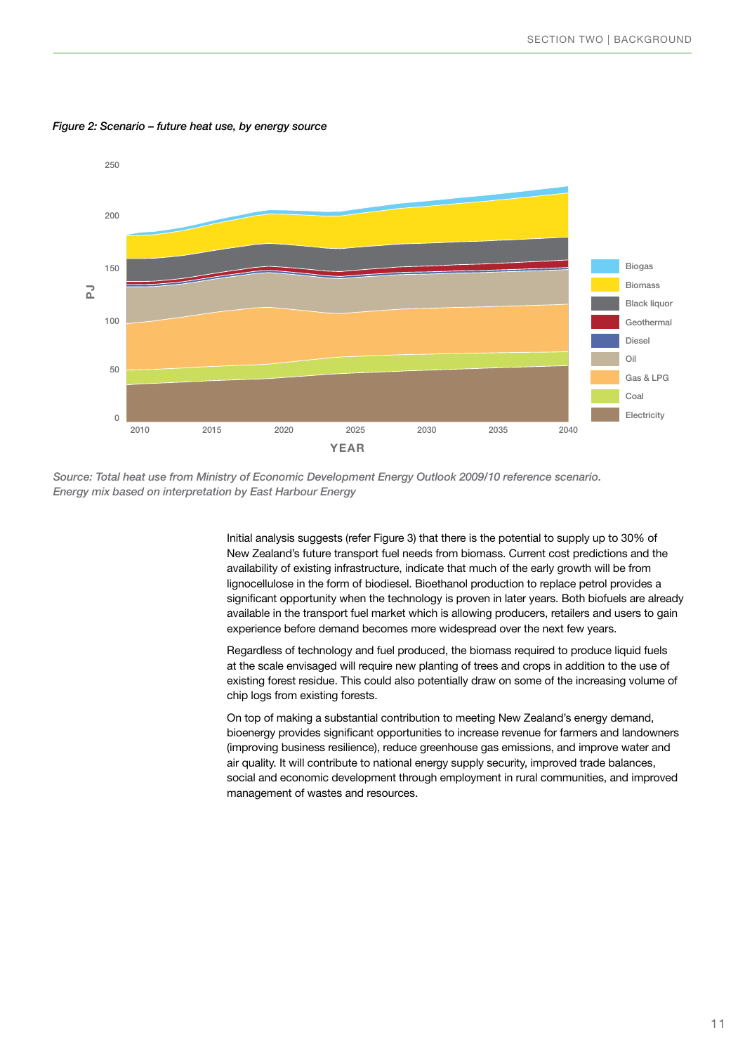*Figure 2: Scenario – future heat use, by energy source*

*Source: Total heat use from Ministry of Economic Development Energy Outlook 2009/10 reference scenario. Energy mix based on interpretation by East Harbour Energy*

Initial analysis suggests (refer Figure 3) that there is the potential to supply up to 30% of New Zealand's future transport fuel needs from biomass. Current cost predictions and the availability of existing infrastructure, indicate that much of the early growth will be from lignocellulose in the form of biodiesel. Bioethanol production to replace petrol provides a significant opportunity when the technology is proven in later years. Both biofuels are already available in the transport fuel market which is allowing producers, retailers and users to gain experience before demand becomes more widespread over the next few years.

Regardless of technology and fuel produced, the biomass required to produce liquid fuels at the scale envisaged will require new planting of trees and crops in addition to the use of existing forest residue. This could also potentially draw on some of the increasing volume of chip logs from existing forests.

On top of making a substantial contribution to meeting New Zealand's energy demand, bioenergy provides significant opportunities to increase revenue for farmers and landowners (improving business resilience), reduce greenhouse gas emissions, and improve water and air quality. It will contribute to national energy supply security, improved trade balances, social and economic development through employment in rural communities, and improved management of wastes and resources.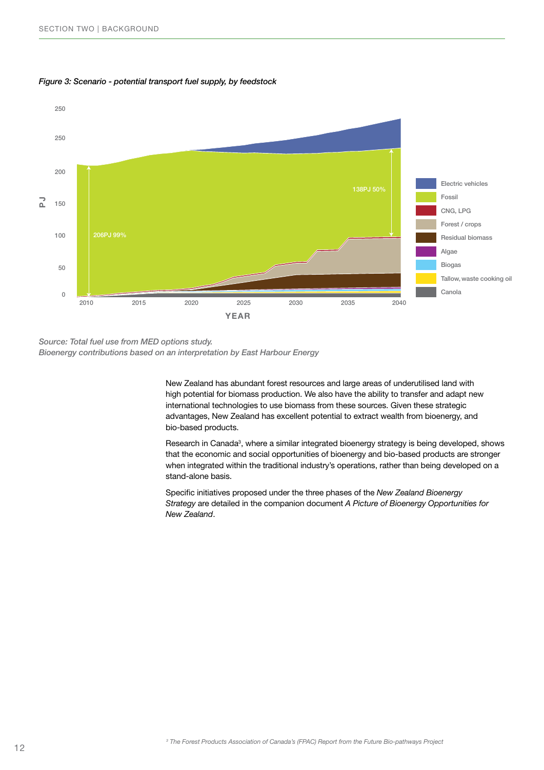*Figure 3: Scenario - potential transport fuel supply, by feedstock*

*Source: Total fuel use from MED options study.*
*Bioenergy contributions based on an interpretation by East Harbour Energy*

New Zealand has abundant forest resources and large areas of underutilised land with high potential for biomass production. We also have the ability to transfer and adapt new international technologies to use biomass from these sources. Given these strategic advantages, New Zealand has excellent potential to extract wealth from bioenergy, and bio-based products.

Research in Canada[3], where a similar integrated bioenergy strategy is being developed, shows that the economic and social opportunities of bioenergy and bio-based products are stronger when integrated within the traditional industry's operations, rather than being developed on a stand-alone basis.

Specific initiatives proposed under the three phases of the *New Zealand Bioenergy Strategy* are detailed in the companion document *A Picture of Bioenergy Opportunities for New Zealand*.

[3] *The Forest Products Association of Canada's (FPAC) Report from the Future Bio-pathways Project*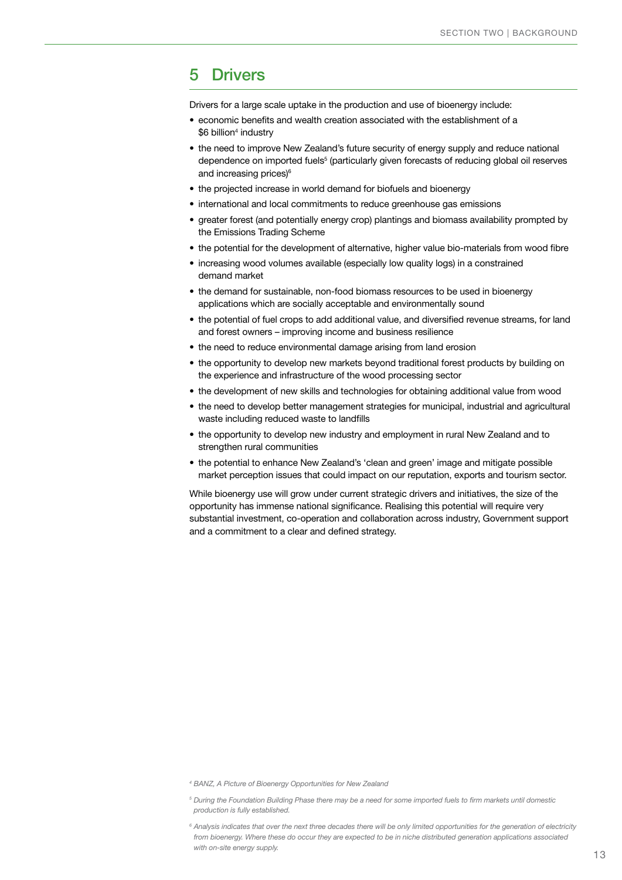## 5 Drivers

Drivers for a large scale uptake in the production and use of bioenergy include:

- economic benefits and wealth creation associated with the establishment of a $6 billion[4] industry
- the need to improve New Zealand's future security of energy supply and reduce national dependence on imported fuels[5] (particularly given forecasts of reducing global oil reserves and increasing prices)[6]
- the projected increase in world demand for biofuels and bioenergy
- international and local commitments to reduce greenhouse gas emissions
- greater forest (and potentially energy crop) plantings and biomass availability prompted by the Emissions Trading Scheme
- the potential for the development of alternative, higher value bio-materials from wood fibre
- increasing wood volumes available (especially low quality logs) in a constrained demand market
- the demand for sustainable, non-food biomass resources to be used in bioenergy applications which are socially acceptable and environmentally sound
- the potential of fuel crops to add additional value, and diversified revenue streams, for land and forest owners – improving income and business resilience
- the need to reduce environmental damage arising from land erosion
- the opportunity to develop new markets beyond traditional forest products by building on the experience and infrastructure of the wood processing sector
- the development of new skills and technologies for obtaining additional value from wood
- the need to develop better management strategies for municipal, industrial and agricultural waste including reduced waste to landfills
- the opportunity to develop new industry and employment in rural New Zealand and to strengthen rural communities
- the potential to enhance New Zealand's 'clean and green' image and mitigate possible market perception issues that could impact on our reputation, exports and tourism sector.

While bioenergy use will grow under current strategic drivers and initiatives, the size of the opportunity has immense national significance. Realising this potential will require very substantial investment, co-operation and collaboration across industry, Government support and a commitment to a clear and defined strategy.

[4] *BANZ, A Picture of Bioenergy Opportunities for New Zealand*

[5] *During the Foundation Building Phase there may be a need for some imported fuels to firm markets until domestic production is fully established.*

[6] *Analysis indicates that over the next three decades there will be only limited opportunities for the generation of electricity from bioenergy. Where these do occur they are expected to be in niche distributed generation applications associated with on-site energy supply.*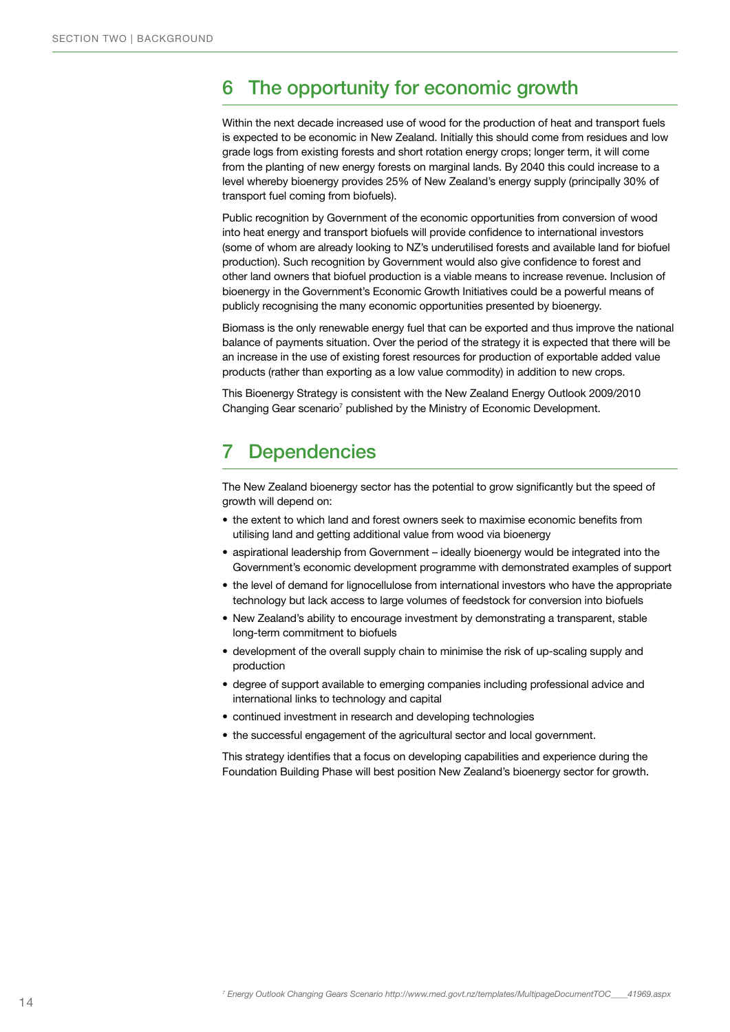## 6 The opportunity for economic growth

Within the next decade increased use of wood for the production of heat and transport fuels is expected to be economic in New Zealand. Initially this should come from residues and low grade logs from existing forests and short rotation energy crops; longer term, it will come from the planting of new energy forests on marginal lands. By 2040 this could increase to a level whereby bioenergy provides 25% of New Zealand's energy supply (principally 30% of transport fuel coming from biofuels).

Public recognition by Government of the economic opportunities from conversion of wood into heat energy and transport biofuels will provide confidence to international investors (some of whom are already looking to NZ's underutilised forests and available land for biofuel production). Such recognition by Government would also give confidence to forest and other land owners that biofuel production is a viable means to increase revenue. Inclusion of bioenergy in the Government's Economic Growth Initiatives could be a powerful means of publicly recognising the many economic opportunities presented by bioenergy.

Biomass is the only renewable energy fuel that can be exported and thus improve the national balance of payments situation. Over the period of the strategy it is expected that there will be an increase in the use of existing forest resources for production of exportable added value products (rather than exporting as a low value commodity) in addition to new crops.

This Bioenergy Strategy is consistent with the New Zealand Energy Outlook 2009/2010 Changing Gear scenario[7] published by the Ministry of Economic Development.

## 7 Dependencies

The New Zealand bioenergy sector has the potential to grow significantly but the speed of growth will depend on:

- the extent to which land and forest owners seek to maximise economic benefits from utilising land and getting additional value from wood via bioenergy
- aspirational leadership from Government – ideally bioenergy would be integrated into the Government's economic development programme with demonstrated examples of support
- the level of demand for lignocellulose from international investors who have the appropriate technology but lack access to large volumes of feedstock for conversion into biofuels
- New Zealand's ability to encourage investment by demonstrating a transparent, stable long-term commitment to biofuels
- development of the overall supply chain to minimise the risk of up-scaling supply and production
- degree of support available to emerging companies including professional advice and international links to technology and capital
- continued investment in research and developing technologies
- the successful engagement of the agricultural sector and local government.

This strategy identifies that a focus on developing capabilities and experience during the Foundation Building Phase will best position New Zealand's bioenergy sector for growth.

[7] *Energy Outlook Changing Gears Scenario http://www.med.govt.nz/templates/MultipageDocumentTOC____41969.aspx*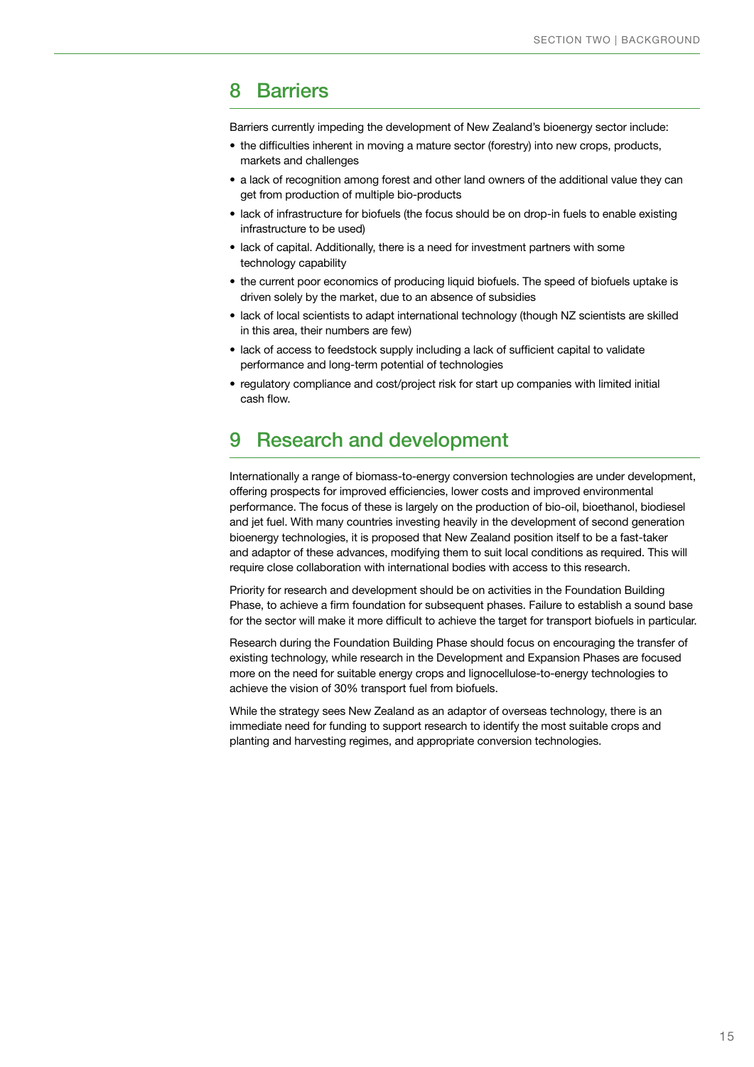## 8 Barriers

Barriers currently impeding the development of New Zealand's bioenergy sector include:

- the difficulties inherent in moving a mature sector (forestry) into new crops, products, markets and challenges
- a lack of recognition among forest and other land owners of the additional value they can get from production of multiple bio-products
- lack of infrastructure for biofuels (the focus should be on drop-in fuels to enable existing infrastructure to be used)
- lack of capital. Additionally, there is a need for investment partners with some technology capability
- the current poor economics of producing liquid biofuels. The speed of biofuels uptake is driven solely by the market, due to an absence of subsidies
- lack of local scientists to adapt international technology (though NZ scientists are skilled in this area, their numbers are few)
- lack of access to feedstock supply including a lack of sufficient capital to validate performance and long-term potential of technologies
- regulatory compliance and cost/project risk for start up companies with limited initial cash flow.

## 9 Research and development

Internationally a range of biomass-to-energy conversion technologies are under development, offering prospects for improved efficiencies, lower costs and improved environmental performance. The focus of these is largely on the production of bio-oil, bioethanol, biodiesel and jet fuel. With many countries investing heavily in the development of second generation bioenergy technologies, it is proposed that New Zealand position itself to be a fast-taker and adaptor of these advances, modifying them to suit local conditions as required. This will require close collaboration with international bodies with access to this research.

Priority for research and development should be on activities in the Foundation Building Phase, to achieve a firm foundation for subsequent phases. Failure to establish a sound base for the sector will make it more difficult to achieve the target for transport biofuels in particular.

Research during the Foundation Building Phase should focus on encouraging the transfer of existing technology, while research in the Development and Expansion Phases are focused more on the need for suitable energy crops and lignocellulose-to-energy technologies to achieve the vision of 30% transport fuel from biofuels.

While the strategy sees New Zealand as an adaptor of overseas technology, there is an immediate need for funding to support research to identify the most suitable crops and planting and harvesting regimes, and appropriate conversion technologies.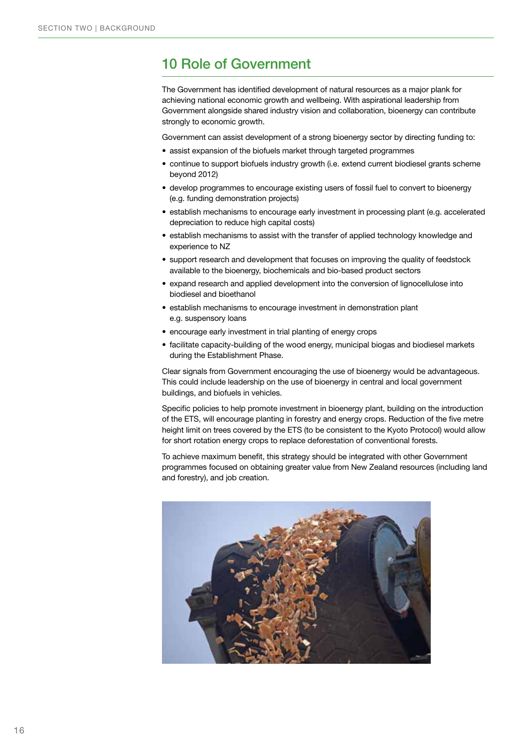# 10 Role of Government

The Government has identified development of natural resources as a major plank for achieving national economic growth and wellbeing. With aspirational leadership from Government alongside shared industry vision and collaboration, bioenergy can contribute strongly to economic growth.

Government can assist development of a strong bioenergy sector by directing funding to:

- assist expansion of the biofuels market through targeted programmes
- continue to support biofuels industry growth (i.e. extend current biodiesel grants scheme beyond 2012)
- develop programmes to encourage existing users of fossil fuel to convert to bioenergy (e.g. funding demonstration projects)
- establish mechanisms to encourage early investment in processing plant (e.g. accelerated depreciation to reduce high capital costs)
- establish mechanisms to assist with the transfer of applied technology knowledge and experience to NZ
- support research and development that focuses on improving the quality of feedstock available to the bioenergy, biochemicals and bio-based product sectors
- expand research and applied development into the conversion of lignocellulose into biodiesel and bioethanol
- establish mechanisms to encourage investment in demonstration plant e.g. suspensory loans
- encourage early investment in trial planting of energy crops
- facilitate capacity-building of the wood energy, municipal biogas and biodiesel markets during the Establishment Phase.

Clear signals from Government encouraging the use of bioenergy would be advantageous. This could include leadership on the use of bioenergy in central and local government buildings, and biofuels in vehicles.

Specific policies to help promote investment in bioenergy plant, building on the introduction of the ETS, will encourage planting in forestry and energy crops. Reduction of the five metre height limit on trees covered by the ETS (to be consistent to the Kyoto Protocol) would allow for short rotation energy crops to replace deforestation of conventional forests.

To achieve maximum benefit, this strategy should be integrated with other Government programmes focused on obtaining greater value from New Zealand resources (including land and forestry), and job creation.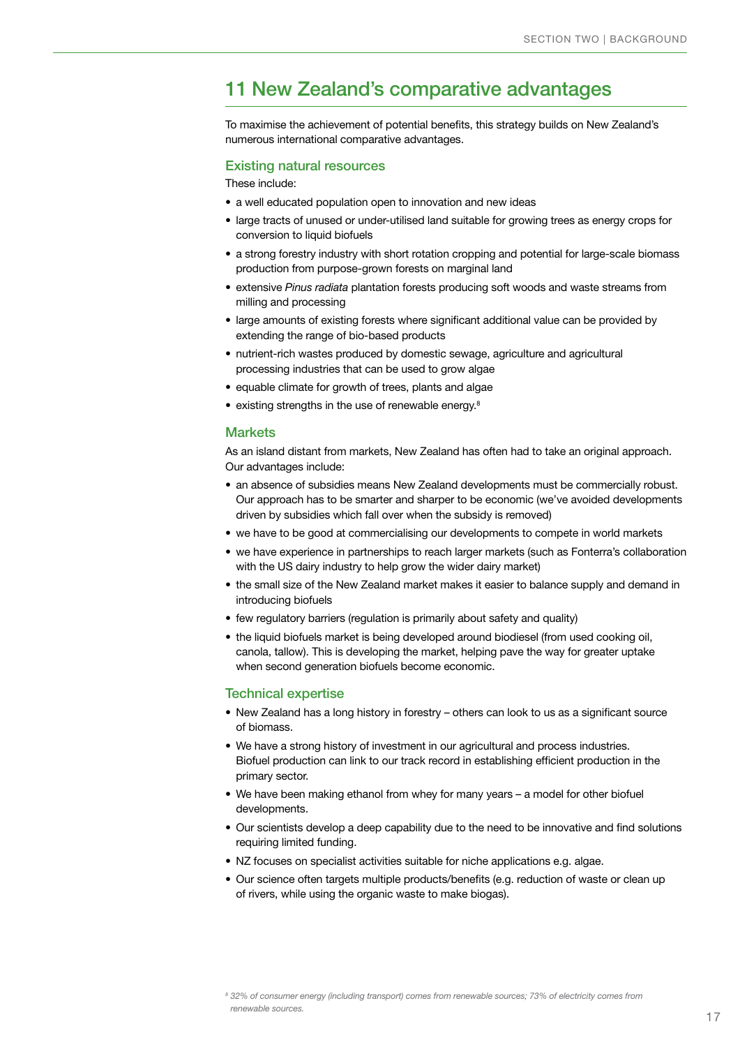## 11 New Zealand's comparative advantages

To maximise the achievement of potential benefits, this strategy builds on New Zealand's numerous international comparative advantages.

### Existing natural resources

These include:

- a well educated population open to innovation and new ideas
- large tracts of unused or under-utilised land suitable for growing trees as energy crops for conversion to liquid biofuels
- a strong forestry industry with short rotation cropping and potential for large-scale biomass production from purpose-grown forests on marginal land
- extensive *Pinus radiata* plantation forests producing soft woods and waste streams from milling and processing
- large amounts of existing forests where significant additional value can be provided by extending the range of bio-based products
- nutrient-rich wastes produced by domestic sewage, agriculture and agricultural processing industries that can be used to grow algae
- equable climate for growth of trees, plants and algae
- existing strengths in the use of renewable energy.[8]

### Markets

As an island distant from markets, New Zealand has often had to take an original approach. Our advantages include:

- an absence of subsidies means New Zealand developments must be commercially robust. Our approach has to be smarter and sharper to be economic (we've avoided developments driven by subsidies which fall over when the subsidy is removed)
- we have to be good at commercialising our developments to compete in world markets
- we have experience in partnerships to reach larger markets (such as Fonterra's collaboration with the US dairy industry to help grow the wider dairy market)
- the small size of the New Zealand market makes it easier to balance supply and demand in introducing biofuels
- few regulatory barriers (regulation is primarily about safety and quality)
- the liquid biofuels market is being developed around biodiesel (from used cooking oil, canola, tallow). This is developing the market, helping pave the way for greater uptake when second generation biofuels become economic.

### Technical expertise

- New Zealand has a long history in forestry – others can look to us as a significant source of biomass.
- We have a strong history of investment in our agricultural and process industries. Biofuel production can link to our track record in establishing efficient production in the primary sector.
- We have been making ethanol from whey for many years – a model for other biofuel developments.
- Our scientists develop a deep capability due to the need to be innovative and find solutions requiring limited funding.
- NZ focuses on specialist activities suitable for niche applications e.g. algae.
- Our science often targets multiple products/benefits (e.g. reduction of waste or clean up of rivers, while using the organic waste to make biogas).

[8] *32% of consumer energy (including transport) comes from renewable sources; 73% of electricity comes from renewable sources.*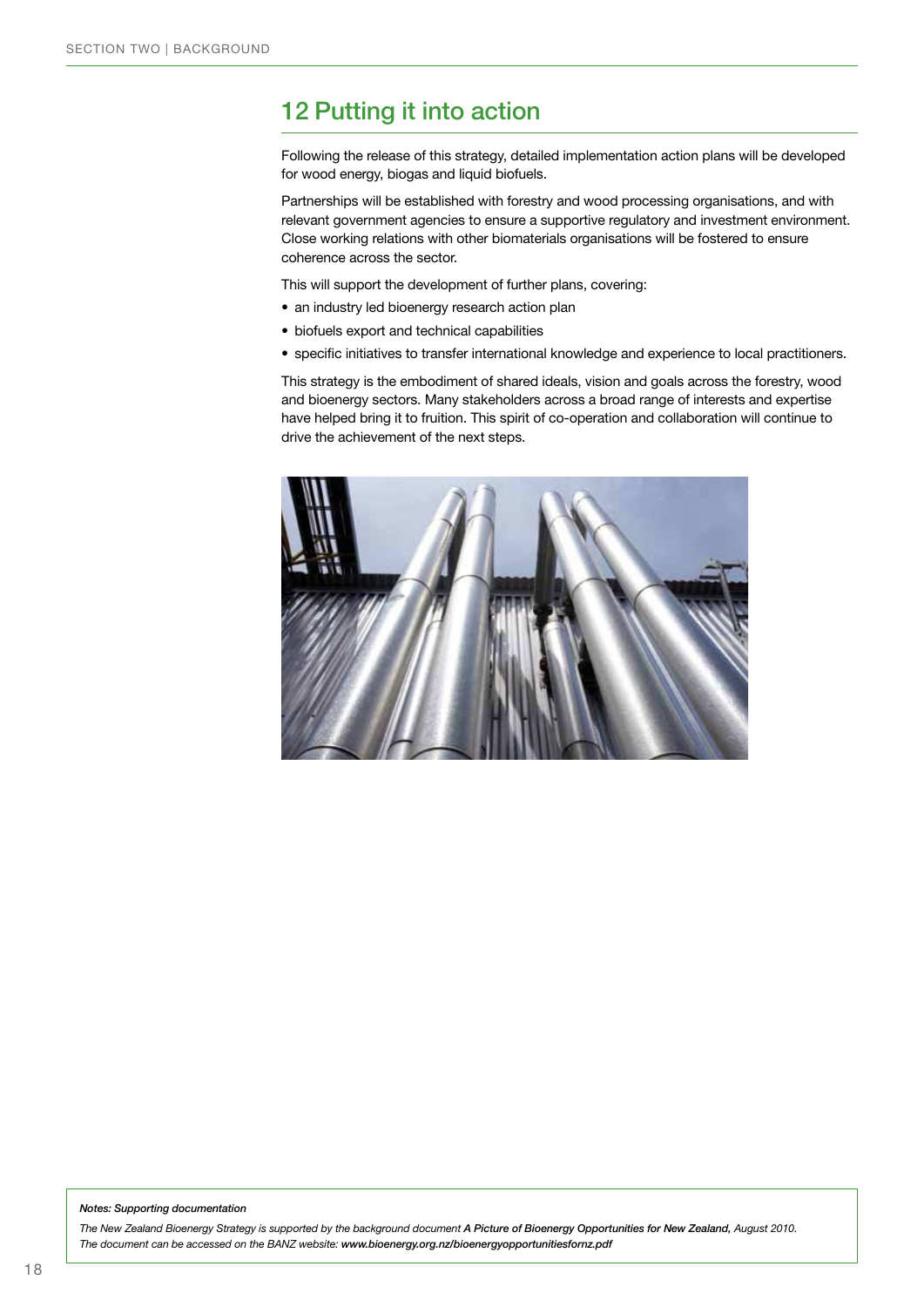## 12 Putting it into action

Following the release of this strategy, detailed implementation action plans will be developed for wood energy, biogas and liquid biofuels.

Partnerships will be established with forestry and wood processing organisations, and with relevant government agencies to ensure a supportive regulatory and investment environment. Close working relations with other biomaterials organisations will be fostered to ensure coherence across the sector.

This will support the development of further plans, covering:

- an industry led bioenergy research action plan
- biofuels export and technical capabilities
- specific initiatives to transfer international knowledge and experience to local practitioners.

This strategy is the embodiment of shared ideals, vision and goals across the forestry, wood and bioenergy sectors. Many stakeholders across a broad range of interests and expertise have helped bring it to fruition. This spirit of co-operation and collaboration will continue to drive the achievement of the next steps.

***Notes: Supporting documentation***

*The New Zealand Bioenergy Strategy is supported by the background document* ***A Picture of Bioenergy Opportunities for New Zealand,*** *August 2010. The document can be accessed on the BANZ website:* ***www.bioenergy.org.nz/bioenergyopportunitiesfornz.pdf***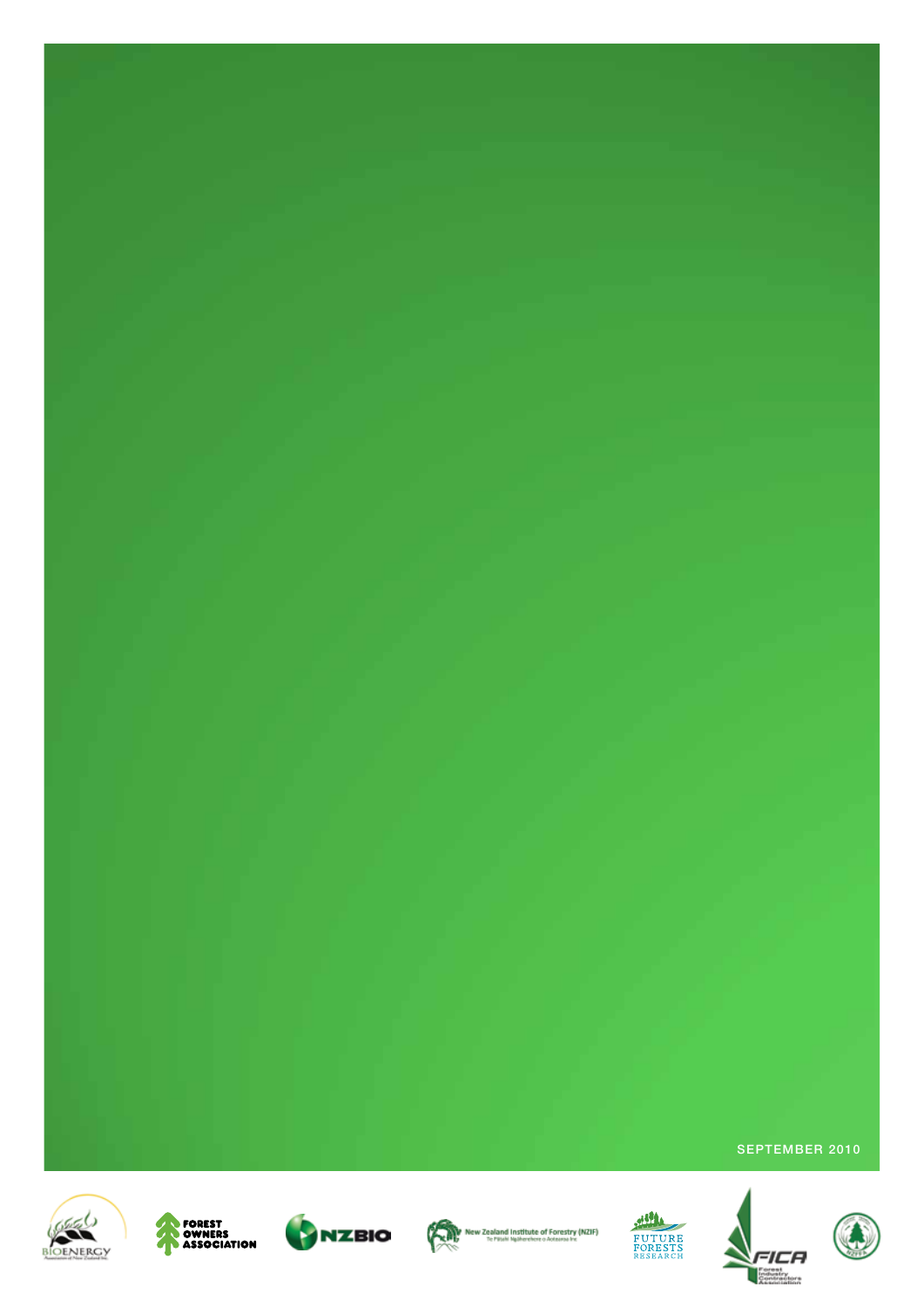SEPTEMBER 2010